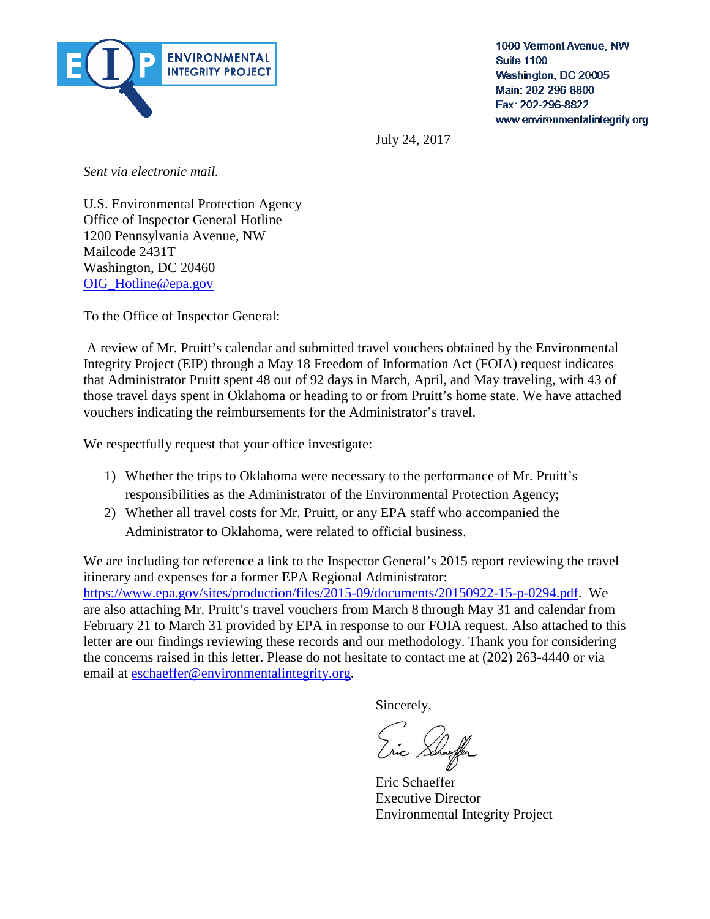ENVIRONMENTAL INTEGRITY PROJECT

1000 Vermont Avenue, NW
Suite 1100
Washington, DC 20005
Main: 202-296-8800
Fax: 202-296-8822
www.environmentalintegrity.org

July 24, 2017

*Sent via electronic mail.*

U.S. Environmental Protection Agency
Office of Inspector General Hotline
1200 Pennsylvania Avenue, NW
Mailcode 2431T
Washington, DC 20460
OIG_Hotline@epa.gov

To the Office of Inspector General:

A review of Mr. Pruitt's calendar and submitted travel vouchers obtained by the Environmental Integrity Project (EIP) through a May 18 Freedom of Information Act (FOIA) request indicates that Administrator Pruitt spent 48 out of 92 days in March, April, and May traveling, with 43 of those travel days spent in Oklahoma or heading to or from Pruitt's home state. We have attached vouchers indicating the reimbursements for the Administrator's travel.

We respectfully request that your office investigate:

1) Whether the trips to Oklahoma were necessary to the performance of Mr. Pruitt's responsibilities as the Administrator of the Environmental Protection Agency;
2) Whether all travel costs for Mr. Pruitt, or any EPA staff who accompanied the Administrator to Oklahoma, were related to official business.

We are including for reference a link to the Inspector General's 2015 report reviewing the travel itinerary and expenses for a former EPA Regional Administrator: https://www.epa.gov/sites/production/files/2015-09/documents/20150922-15-p-0294.pdf. We are also attaching Mr. Pruitt's travel vouchers from March 8 through May 31 and calendar from February 21 to March 31 provided by EPA in response to our FOIA request. Also attached to this letter are our findings reviewing these records and our methodology. Thank you for considering the concerns raised in this letter. Please do not hesitate to contact me at (202) 263-4440 or via email at eschaeffer@environmentalintegrity.org.

Sincerely,

Eric Schaeffer
Executive Director
Environmental Integrity Project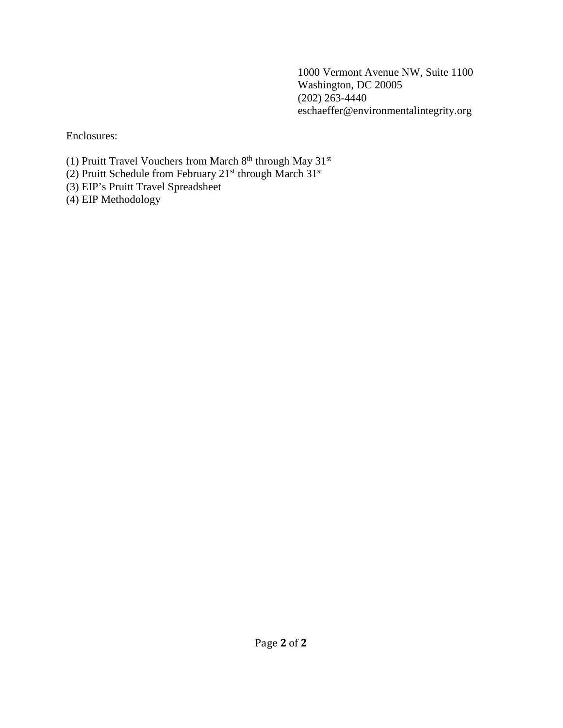1000 Vermont Avenue NW, Suite 1100
Washington, DC 20005
(202) 263-4440
eschaeffer@environmentalintegrity.org

Enclosures:

(1) Pruitt Travel Vouchers from March 8th through May 31st
(2) Pruitt Schedule from February 21st through March 31st
(3) EIP's Pruitt Travel Spreadsheet
(4) EIP Methodology